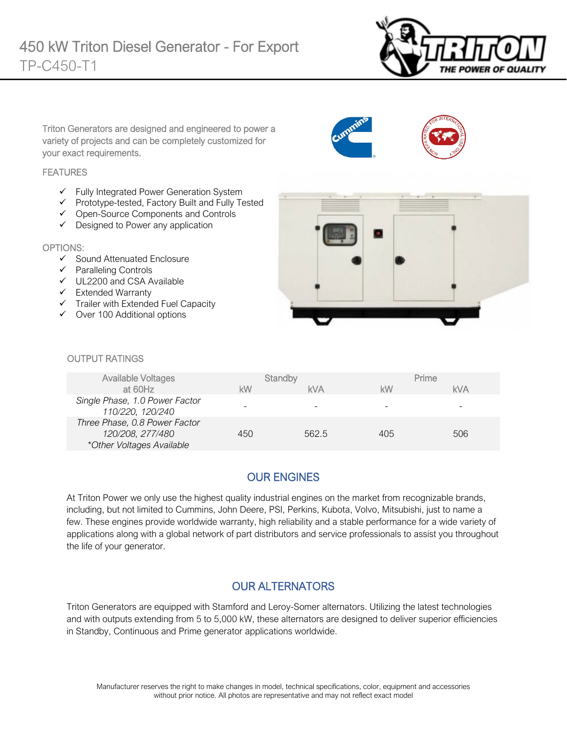# 450 kW Triton Diesel Generator - For Export

## TP-C450-T1

Triton Generators are designed and engineered to power a variety of projects and can be completely customized for your exact requirements.

### FEATURES

- ✓ Fully Integrated Power Generation System
- ✓ Prototype-tested, Factory Built and Fully Tested
- ✓ Open-Source Components and Controls
- ✓ Designed to Power any application

### OPTIONS:

- ✓ Sound Attenuated Enclosure
- ✓ Paralleling Controls
- ✓ UL2200 and CSA Available
- ✓ Extended Warranty
- ✓ Trailer with Extended Fuel Capacity
- ✓ Over 100 Additional options

### OUTPUT RATINGS

| Available Voltages at 60Hz | Standby | | Prime | |
|---|---|---|---|---|
| | kW | kVA | kW | kVA |
| *Single Phase, 1.0 Power Factor 110/220, 120/240* | - | - | - | - |
| *Three Phase, 0.8 Power Factor 120/208, 277/480 *Other Voltages Available* | 450 | 562.5 | 405 | 506 |

## OUR ENGINES

At Triton Power we only use the highest quality industrial engines on the market from recognizable brands, including, but not limited to Cummins, John Deere, PSI, Perkins, Kubota, Volvo, Mitsubishi, just to name a few. These engines provide worldwide warranty, high reliability and a stable performance for a wide variety of applications along with a global network of part distributors and service professionals to assist you throughout the life of your generator.

## OUR ALTERNATORS

Triton Generators are equipped with Stamford and Leroy-Somer alternators. Utilizing the latest technologies and with outputs extending from 5 to 5,000 kW, these alternators are designed to deliver superior efficiencies in Standby, Continuous and Prime generator applications worldwide.

Manufacturer reserves the right to make changes in model, technical specifications, color, equipment and accessories without prior notice. All photos are representative and may not reflect exact model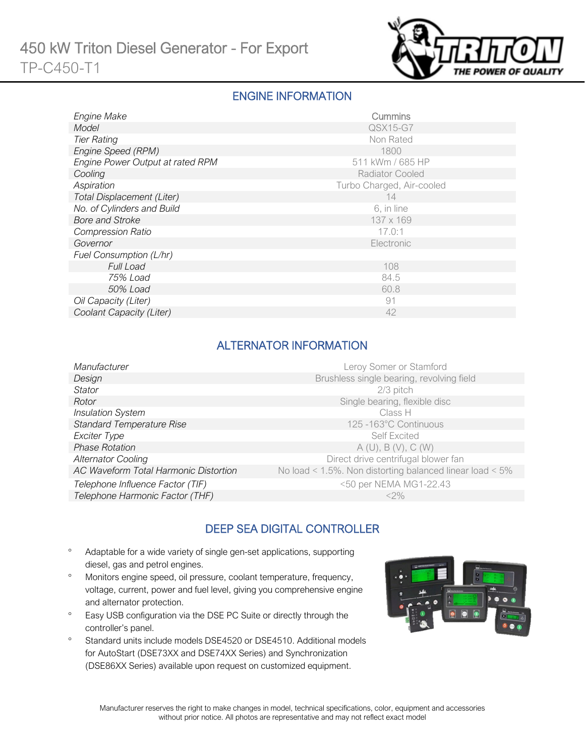# 450 kW Triton Diesel Generator - For Export

TP-C450-T1

## ENGINE INFORMATION

| | |
|---|---|
| Engine Make | Cummins |
| Model | QSX15-G7 |
| Tier Rating | Non Rated |
| Engine Speed (RPM) | 1800 |
| Engine Power Output at rated RPM | 511 kWm / 685 HP |
| Cooling | Radiator Cooled |
| Aspiration | Turbo Charged, Air-cooled |
| Total Displacement (Liter) | 14 |
| No. of Cylinders and Build | 6, in line |
| Bore and Stroke | 137 x 169 |
| Compression Ratio | 17.0:1 |
| Governor | Electronic |
| Fuel Consumption (L/hr) | |
| Full Load | 108 |
| 75% Load | 84.5 |
| 50% Load | 60.8 |
| Oil Capacity (Liter) | 91 |
| Coolant Capacity (Liter) | 42 |

## ALTERNATOR INFORMATION

| | |
|---|---|
| Manufacturer | Leroy Somer or Stamford |
| Design | Brushless single bearing, revolving field |
| Stator | 2/3 pitch |
| Rotor | Single bearing, flexible disc |
| Insulation System | Class H |
| Standard Temperature Rise | 125 -163°C Continuous |
| Exciter Type | Self Excited |
| Phase Rotation | A (U), B (V), C (W) |
| Alternator Cooling | Direct drive centrifugal blower fan |
| AC Waveform Total Harmonic Distortion | No load < 1.5%. Non distorting balanced linear load < 5% |
| Telephone Influence Factor (TIF) | <50 per NEMA MG1-22.43 |
| Telephone Harmonic Factor (THF) | <2% |

## DEEP SEA DIGITAL CONTROLLER

- Adaptable for a wide variety of single gen-set applications, supporting diesel, gas and petrol engines.
- Monitors engine speed, oil pressure, coolant temperature, frequency, voltage, current, power and fuel level, giving you comprehensive engine and alternator protection.
- Easy USB configuration via the DSE PC Suite or directly through the controller's panel.
- Standard units include models DSE4520 or DSE4510. Additional models for AutoStart (DSE73XX and DSE74XX Series) and Synchronization (DSE86XX Series) available upon request on customized equipment.

Manufacturer reserves the right to make changes in model, technical specifications, color, equipment and accessories without prior notice. All photos are representative and may not reflect exact model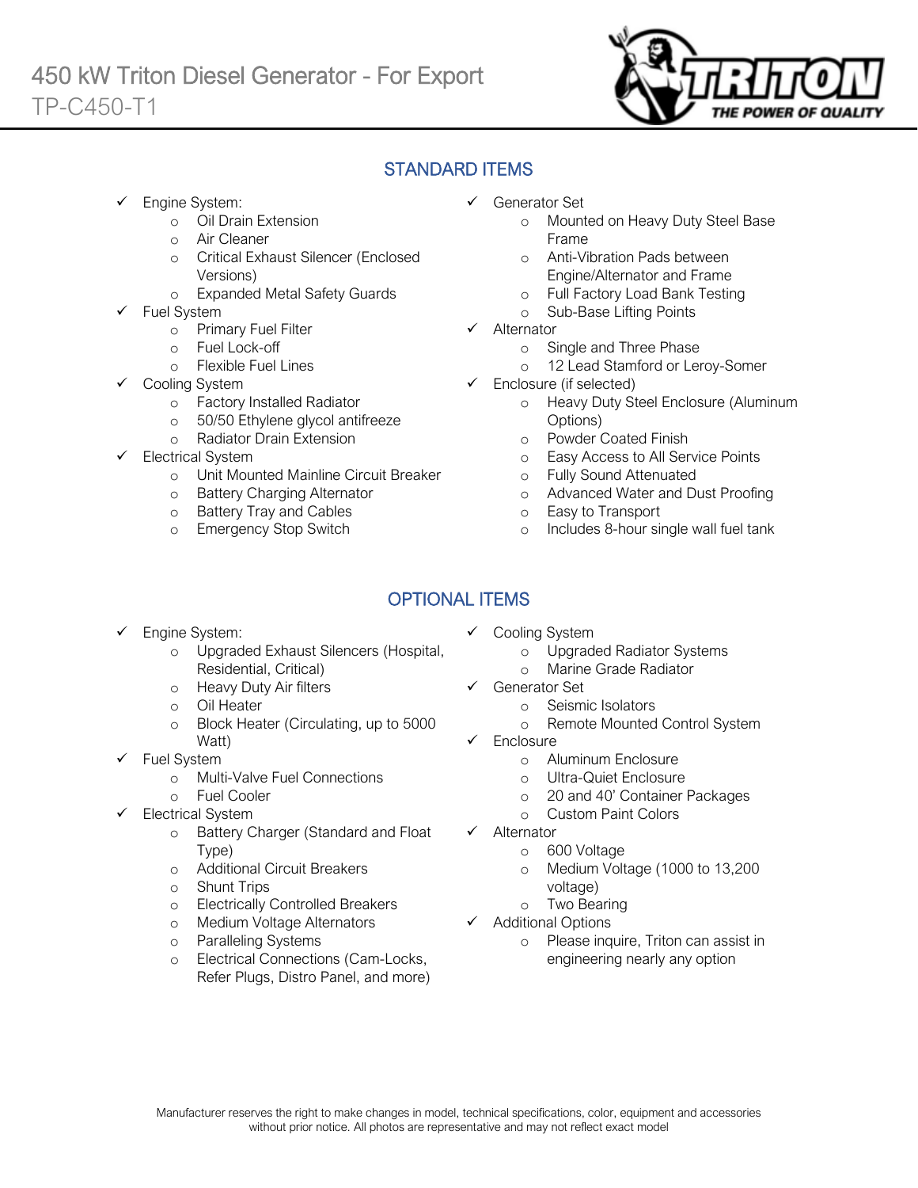# 450 kW Triton Diesel Generator - For Export

TP-C450-T1

## STANDARD ITEMS

- ✓ Engine System:
  - Oil Drain Extension
  - Air Cleaner
  - Critical Exhaust Silencer (Enclosed Versions)
  - Expanded Metal Safety Guards
- ✓ Fuel System
  - Primary Fuel Filter
  - Fuel Lock-off
  - Flexible Fuel Lines
- ✓ Cooling System
  - Factory Installed Radiator
  - 50/50 Ethylene glycol antifreeze
  - Radiator Drain Extension
- ✓ Electrical System
  - Unit Mounted Mainline Circuit Breaker
  - Battery Charging Alternator
  - Battery Tray and Cables
  - Emergency Stop Switch
- ✓ Generator Set
  - Mounted on Heavy Duty Steel Base Frame
  - Anti-Vibration Pads between Engine/Alternator and Frame
  - Full Factory Load Bank Testing
  - Sub-Base Lifting Points
- ✓ Alternator
  - Single and Three Phase
  - 12 Lead Stamford or Leroy-Somer
- ✓ Enclosure (if selected)
  - Heavy Duty Steel Enclosure (Aluminum Options)
  - Powder Coated Finish
  - Easy Access to All Service Points
  - Fully Sound Attenuated
  - Advanced Water and Dust Proofing
  - Easy to Transport
  - Includes 8-hour single wall fuel tank

## OPTIONAL ITEMS

- ✓ Engine System:
  - Upgraded Exhaust Silencers (Hospital, Residential, Critical)
  - Heavy Duty Air filters
  - Oil Heater
  - Block Heater (Circulating, up to 5000 Watt)
- ✓ Fuel System
  - Multi-Valve Fuel Connections
  - Fuel Cooler
- ✓ Electrical System
  - Battery Charger (Standard and Float Type)
  - Additional Circuit Breakers
  - Shunt Trips
  - Electrically Controlled Breakers
  - Medium Voltage Alternators
  - Paralleling Systems
  - Electrical Connections (Cam-Locks, Refer Plugs, Distro Panel, and more)
- ✓ Cooling System
  - Upgraded Radiator Systems
  - Marine Grade Radiator
- ✓ Generator Set
  - Seismic Isolators
  - Remote Mounted Control System
- ✓ Enclosure
  - Aluminum Enclosure
  - Ultra-Quiet Enclosure
  - 20 and 40' Container Packages
  - Custom Paint Colors
- ✓ Alternator
  - 600 Voltage
  - Medium Voltage (1000 to 13,200 voltage)
  - Two Bearing
- ✓ Additional Options
  - Please inquire, Triton can assist in engineering nearly any option

Manufacturer reserves the right to make changes in model, technical specifications, color, equipment and accessories without prior notice. All photos are representative and may not reflect exact model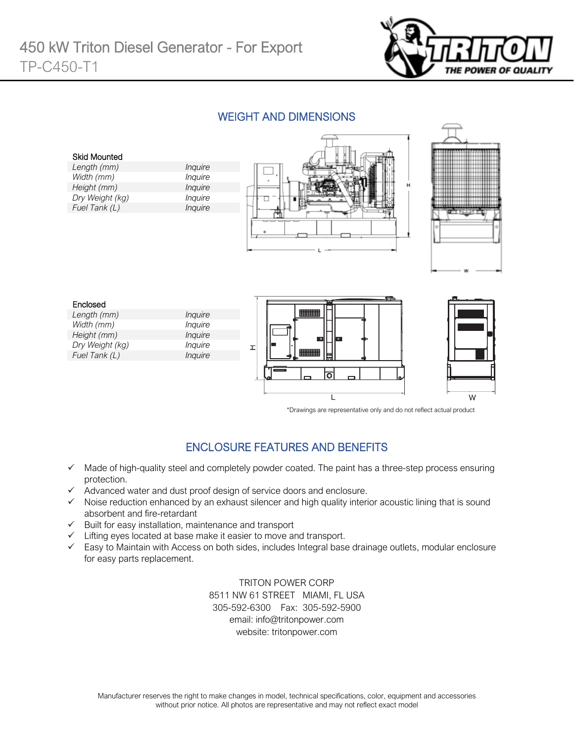# 450 kW Triton Diesel Generator - For Export

TP-C450-T1

## WEIGHT AND DIMENSIONS

| Skid Mounted | |
|---|---|
| *Length (mm)* | *Inquire* |
| *Width (mm)* | *Inquire* |
| *Height (mm)* | *Inquire* |
| *Dry Weight (kg)* | *Inquire* |
| *Fuel Tank (L)* | *Inquire* |

H

L

W

| Enclosed | |
|---|---|
| *Length (mm)* | *Inquire* |
| *Width (mm)* | *Inquire* |
| *Height (mm)* | *Inquire* |
| *Dry Weight (kg)* | *Inquire* |
| *Fuel Tank (L)* | *Inquire* |

H

L

W

*Drawings are representative only and do not reflect actual product

## ENCLOSURE FEATURES AND BENEFITS

- ✓ Made of high-quality steel and completely powder coated. The paint has a three-step process ensuring protection.
- ✓ Advanced water and dust proof design of service doors and enclosure.
- ✓ Noise reduction enhanced by an exhaust silencer and high quality interior acoustic lining that is sound absorbent and fire-retardant
- ✓ Built for easy installation, maintenance and transport
- ✓ Lifting eyes located at base make it easier to move and transport.
- ✓ Easy to Maintain with Access on both sides, includes Integral base drainage outlets, modular enclosure for easy parts replacement.

TRITON POWER CORP
8511 NW 61 STREET MIAMI, FL USA
305-592-6300 Fax: 305-592-5900
email: info@tritonpower.com
website: tritonpower.com

Manufacturer reserves the right to make changes in model, technical specifications, color, equipment and accessories without prior notice. All photos are representative and may not reflect exact model